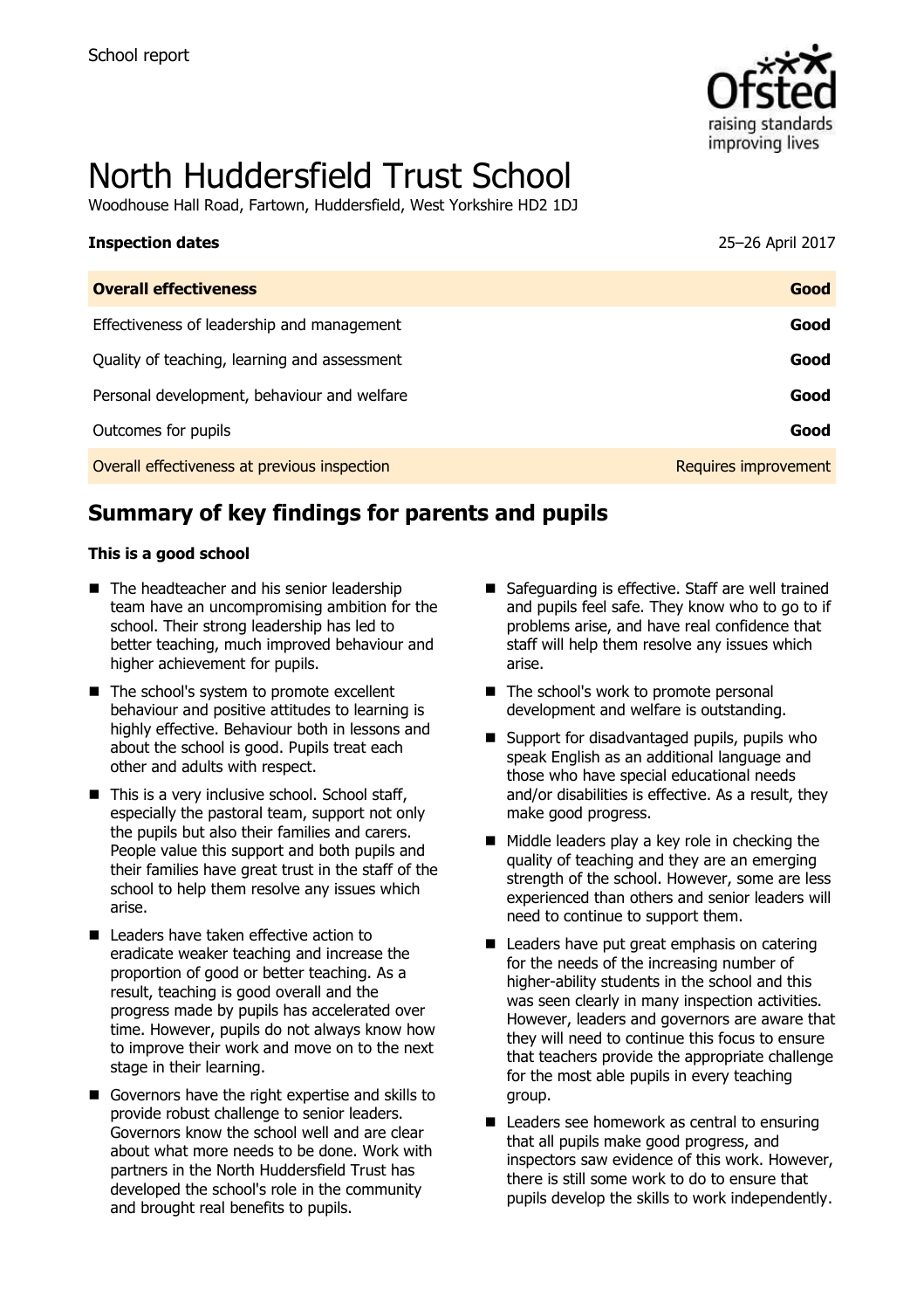School report

# North Huddersfield Trust School

Woodhouse Hall Road, Fartown, Huddersfield, West Yorkshire HD2 1DJ

**Inspection dates** 25–26 April 2017

| **Overall effectiveness** | **Good** |
| --- | --- |
| Effectiveness of leadership and management | **Good** |
| Quality of teaching, learning and assessment | **Good** |
| Personal development, behaviour and welfare | **Good** |
| Outcomes for pupils | **Good** |
| Overall effectiveness at previous inspection | Requires improvement |

## Summary of key findings for parents and pupils

**This is a good school**

- The headteacher and his senior leadership team have an uncompromising ambition for the school. Their strong leadership has led to better teaching, much improved behaviour and higher achievement for pupils.
- The school's system to promote excellent behaviour and positive attitudes to learning is highly effective. Behaviour both in lessons and about the school is good. Pupils treat each other and adults with respect.
- This is a very inclusive school. School staff, especially the pastoral team, support not only the pupils but also their families and carers. People value this support and both pupils and their families have great trust in the staff of the school to help them resolve any issues which arise.
- Leaders have taken effective action to eradicate weaker teaching and increase the proportion of good or better teaching. As a result, teaching is good overall and the progress made by pupils has accelerated over time. However, pupils do not always know how to improve their work and move on to the next stage in their learning.
- Governors have the right expertise and skills to provide robust challenge to senior leaders. Governors know the school well and are clear about what more needs to be done. Work with partners in the North Huddersfield Trust has developed the school's role in the community and brought real benefits to pupils.
- Safeguarding is effective. Staff are well trained and pupils feel safe. They know who to go to if problems arise, and have real confidence that staff will help them resolve any issues which arise.
- The school's work to promote personal development and welfare is outstanding.
- Support for disadvantaged pupils, pupils who speak English as an additional language and those who have special educational needs and/or disabilities is effective. As a result, they make good progress.
- Middle leaders play a key role in checking the quality of teaching and they are an emerging strength of the school. However, some are less experienced than others and senior leaders will need to continue to support them.
- Leaders have put great emphasis on catering for the needs of the increasing number of higher-ability students in the school and this was seen clearly in many inspection activities. However, leaders and governors are aware that they will need to continue this focus to ensure that teachers provide the appropriate challenge for the most able pupils in every teaching group.
- Leaders see homework as central to ensuring that all pupils make good progress, and inspectors saw evidence of this work. However, there is still some work to do to ensure that pupils develop the skills to work independently.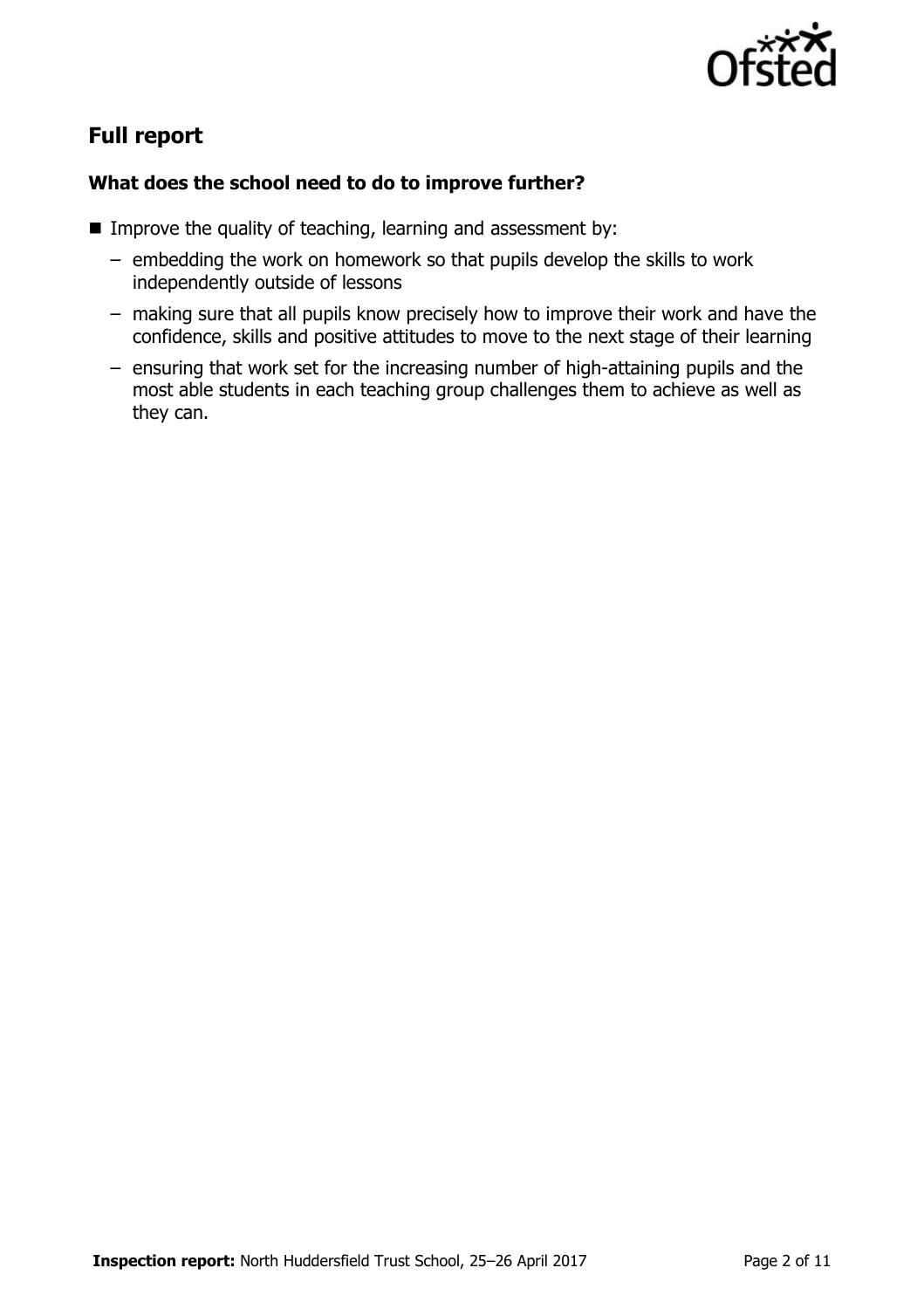## Full report

### What does the school need to do to improve further?

- Improve the quality of teaching, learning and assessment by:
  - embedding the work on homework so that pupils develop the skills to work independently outside of lessons
  - making sure that all pupils know precisely how to improve their work and have the confidence, skills and positive attitudes to move to the next stage of their learning
  - ensuring that work set for the increasing number of high-attaining pupils and the most able students in each teaching group challenges them to achieve as well as they can.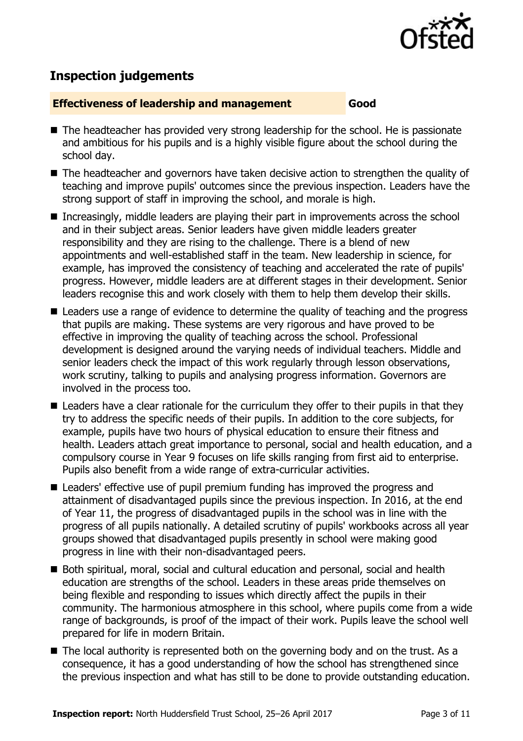## Inspection judgements

**Effectiveness of leadership and management** **Good**

- The headteacher has provided very strong leadership for the school. He is passionate and ambitious for his pupils and is a highly visible figure about the school during the school day.
- The headteacher and governors have taken decisive action to strengthen the quality of teaching and improve pupils' outcomes since the previous inspection. Leaders have the strong support of staff in improving the school, and morale is high.
- Increasingly, middle leaders are playing their part in improvements across the school and in their subject areas. Senior leaders have given middle leaders greater responsibility and they are rising to the challenge. There is a blend of new appointments and well-established staff in the team. New leadership in science, for example, has improved the consistency of teaching and accelerated the rate of pupils' progress. However, middle leaders are at different stages in their development. Senior leaders recognise this and work closely with them to help them develop their skills.
- Leaders use a range of evidence to determine the quality of teaching and the progress that pupils are making. These systems are very rigorous and have proved to be effective in improving the quality of teaching across the school. Professional development is designed around the varying needs of individual teachers. Middle and senior leaders check the impact of this work regularly through lesson observations, work scrutiny, talking to pupils and analysing progress information. Governors are involved in the process too.
- Leaders have a clear rationale for the curriculum they offer to their pupils in that they try to address the specific needs of their pupils. In addition to the core subjects, for example, pupils have two hours of physical education to ensure their fitness and health. Leaders attach great importance to personal, social and health education, and a compulsory course in Year 9 focuses on life skills ranging from first aid to enterprise. Pupils also benefit from a wide range of extra-curricular activities.
- Leaders' effective use of pupil premium funding has improved the progress and attainment of disadvantaged pupils since the previous inspection. In 2016, at the end of Year 11, the progress of disadvantaged pupils in the school was in line with the progress of all pupils nationally. A detailed scrutiny of pupils' workbooks across all year groups showed that disadvantaged pupils presently in school were making good progress in line with their non-disadvantaged peers.
- Both spiritual, moral, social and cultural education and personal, social and health education are strengths of the school. Leaders in these areas pride themselves on being flexible and responding to issues which directly affect the pupils in their community. The harmonious atmosphere in this school, where pupils come from a wide range of backgrounds, is proof of the impact of their work. Pupils leave the school well prepared for life in modern Britain.
- The local authority is represented both on the governing body and on the trust. As a consequence, it has a good understanding of how the school has strengthened since the previous inspection and what has still to be done to provide outstanding education.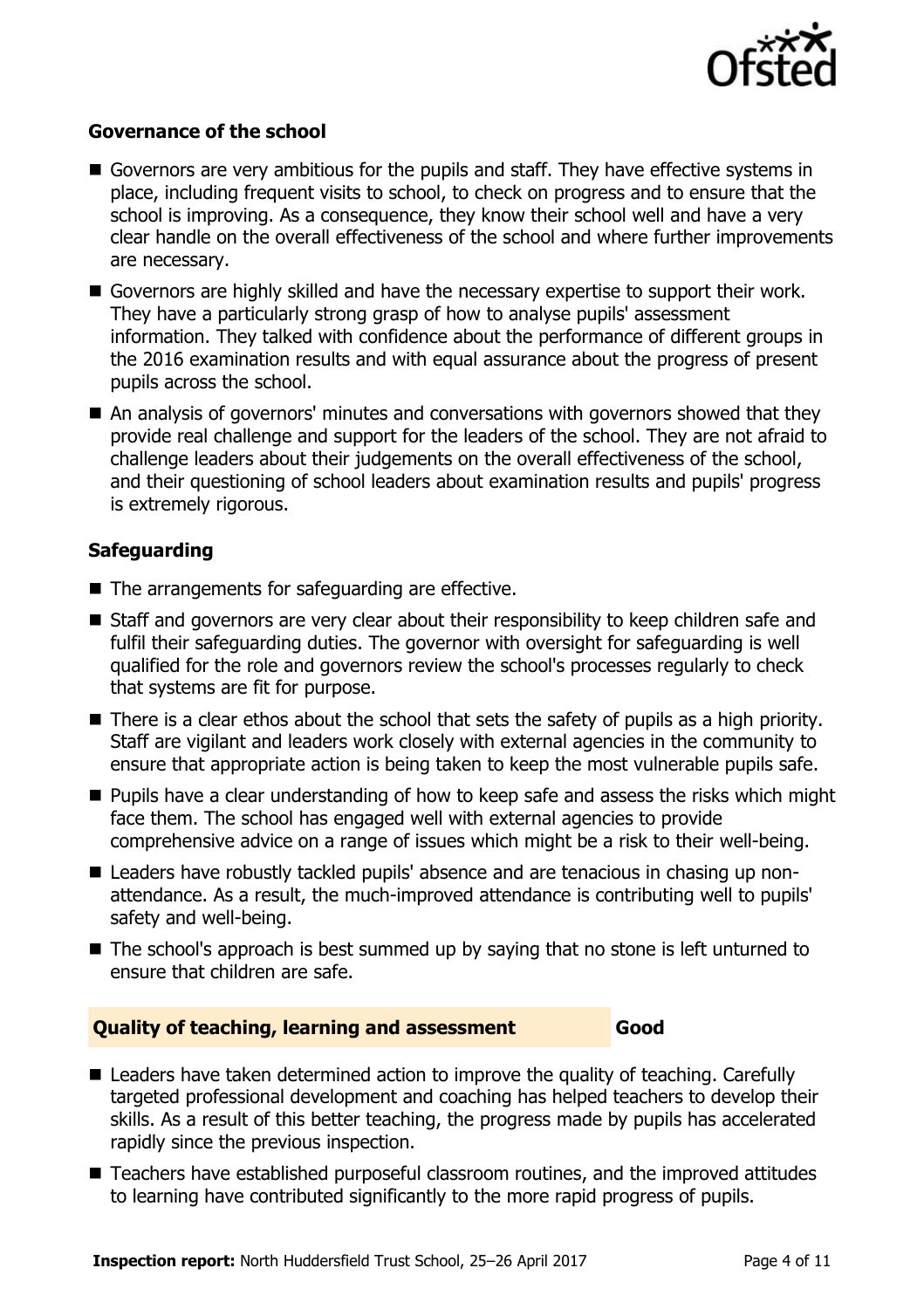### Governance of the school

- Governors are very ambitious for the pupils and staff. They have effective systems in place, including frequent visits to school, to check on progress and to ensure that the school is improving. As a consequence, they know their school well and have a very clear handle on the overall effectiveness of the school and where further improvements are necessary.
- Governors are highly skilled and have the necessary expertise to support their work. They have a particularly strong grasp of how to analyse pupils' assessment information. They talked with confidence about the performance of different groups in the 2016 examination results and with equal assurance about the progress of present pupils across the school.
- An analysis of governors' minutes and conversations with governors showed that they provide real challenge and support for the leaders of the school. They are not afraid to challenge leaders about their judgements on the overall effectiveness of the school, and their questioning of school leaders about examination results and pupils' progress is extremely rigorous.

### Safeguarding

- The arrangements for safeguarding are effective.
- Staff and governors are very clear about their responsibility to keep children safe and fulfil their safeguarding duties. The governor with oversight for safeguarding is well qualified for the role and governors review the school's processes regularly to check that systems are fit for purpose.
- There is a clear ethos about the school that sets the safety of pupils as a high priority. Staff are vigilant and leaders work closely with external agencies in the community to ensure that appropriate action is being taken to keep the most vulnerable pupils safe.
- Pupils have a clear understanding of how to keep safe and assess the risks which might face them. The school has engaged well with external agencies to provide comprehensive advice on a range of issues which might be a risk to their well-being.
- Leaders have robustly tackled pupils' absence and are tenacious in chasing up non-attendance. As a result, the much-improved attendance is contributing well to pupils' safety and well-being.
- The school's approach is best summed up by saying that no stone is left unturned to ensure that children are safe.

## Quality of teaching, learning and assessment — Good

- Leaders have taken determined action to improve the quality of teaching. Carefully targeted professional development and coaching has helped teachers to develop their skills. As a result of this better teaching, the progress made by pupils has accelerated rapidly since the previous inspection.
- Teachers have established purposeful classroom routines, and the improved attitudes to learning have contributed significantly to the more rapid progress of pupils.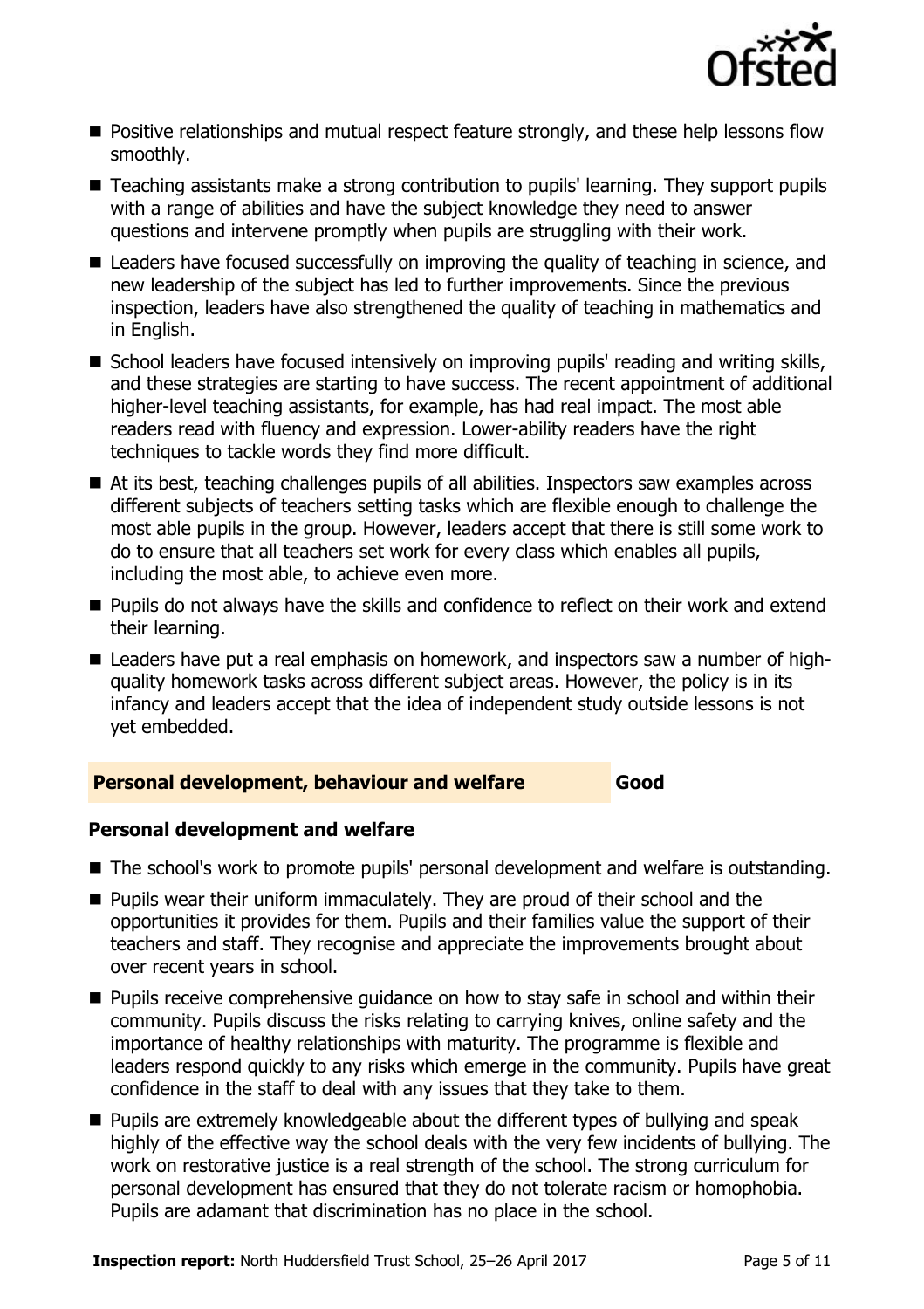- Positive relationships and mutual respect feature strongly, and these help lessons flow smoothly.
- Teaching assistants make a strong contribution to pupils' learning. They support pupils with a range of abilities and have the subject knowledge they need to answer questions and intervene promptly when pupils are struggling with their work.
- Leaders have focused successfully on improving the quality of teaching in science, and new leadership of the subject has led to further improvements. Since the previous inspection, leaders have also strengthened the quality of teaching in mathematics and in English.
- School leaders have focused intensively on improving pupils' reading and writing skills, and these strategies are starting to have success. The recent appointment of additional higher-level teaching assistants, for example, has had real impact. The most able readers read with fluency and expression. Lower-ability readers have the right techniques to tackle words they find more difficult.
- At its best, teaching challenges pupils of all abilities. Inspectors saw examples across different subjects of teachers setting tasks which are flexible enough to challenge the most able pupils in the group. However, leaders accept that there is still some work to do to ensure that all teachers set work for every class which enables all pupils, including the most able, to achieve even more.
- Pupils do not always have the skills and confidence to reflect on their work and extend their learning.
- Leaders have put a real emphasis on homework, and inspectors saw a number of high-quality homework tasks across different subject areas. However, the policy is in its infancy and leaders accept that the idea of independent study outside lessons is not yet embedded.

## Personal development, behaviour and welfare — Good

### Personal development and welfare

- The school's work to promote pupils' personal development and welfare is outstanding.
- Pupils wear their uniform immaculately. They are proud of their school and the opportunities it provides for them. Pupils and their families value the support of their teachers and staff. They recognise and appreciate the improvements brought about over recent years in school.
- Pupils receive comprehensive guidance on how to stay safe in school and within their community. Pupils discuss the risks relating to carrying knives, online safety and the importance of healthy relationships with maturity. The programme is flexible and leaders respond quickly to any risks which emerge in the community. Pupils have great confidence in the staff to deal with any issues that they take to them.
- Pupils are extremely knowledgeable about the different types of bullying and speak highly of the effective way the school deals with the very few incidents of bullying. The work on restorative justice is a real strength of the school. The strong curriculum for personal development has ensured that they do not tolerate racism or homophobia. Pupils are adamant that discrimination has no place in the school.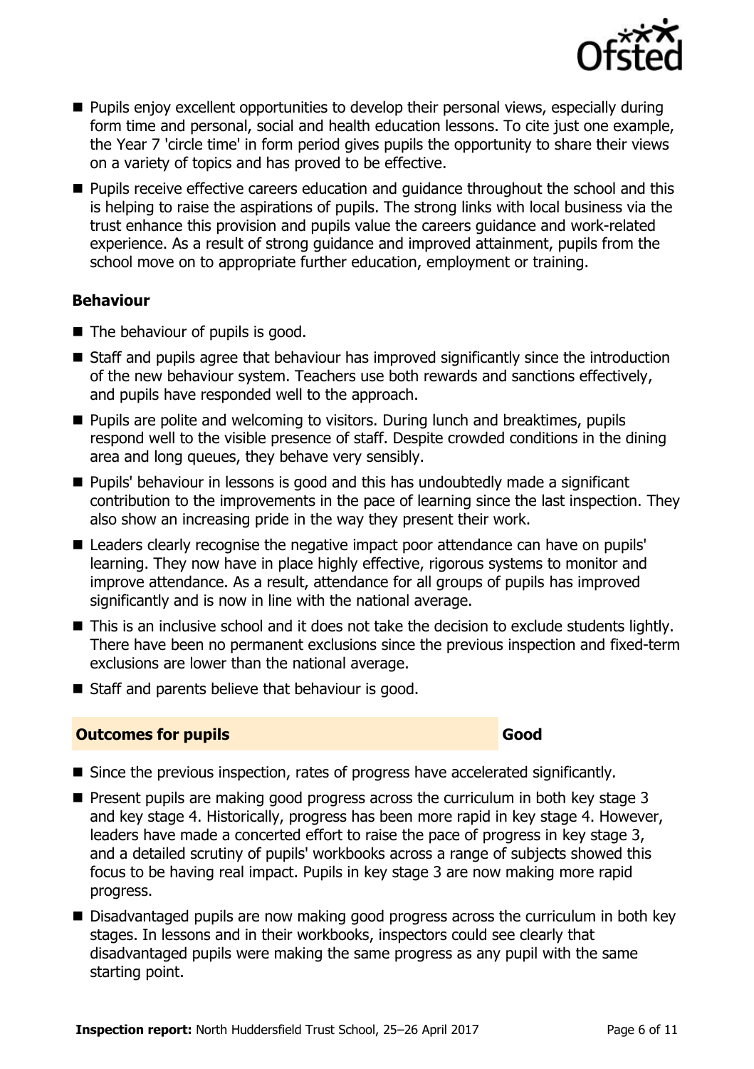- Pupils enjoy excellent opportunities to develop their personal views, especially during form time and personal, social and health education lessons. To cite just one example, the Year 7 'circle time' in form period gives pupils the opportunity to share their views on a variety of topics and has proved to be effective.
- Pupils receive effective careers education and guidance throughout the school and this is helping to raise the aspirations of pupils. The strong links with local business via the trust enhance this provision and pupils value the careers guidance and work-related experience. As a result of strong guidance and improved attainment, pupils from the school move on to appropriate further education, employment or training.

### Behaviour

- The behaviour of pupils is good.
- Staff and pupils agree that behaviour has improved significantly since the introduction of the new behaviour system. Teachers use both rewards and sanctions effectively, and pupils have responded well to the approach.
- Pupils are polite and welcoming to visitors. During lunch and breaktimes, pupils respond well to the visible presence of staff. Despite crowded conditions in the dining area and long queues, they behave very sensibly.
- Pupils' behaviour in lessons is good and this has undoubtedly made a significant contribution to the improvements in the pace of learning since the last inspection. They also show an increasing pride in the way they present their work.
- Leaders clearly recognise the negative impact poor attendance can have on pupils' learning. They now have in place highly effective, rigorous systems to monitor and improve attendance. As a result, attendance for all groups of pupils has improved significantly and is now in line with the national average.
- This is an inclusive school and it does not take the decision to exclude students lightly. There have been no permanent exclusions since the previous inspection and fixed-term exclusions are lower than the national average.
- Staff and parents believe that behaviour is good.

## Outcomes for pupils — Good

- Since the previous inspection, rates of progress have accelerated significantly.
- Present pupils are making good progress across the curriculum in both key stage 3 and key stage 4. Historically, progress has been more rapid in key stage 4. However, leaders have made a concerted effort to raise the pace of progress in key stage 3, and a detailed scrutiny of pupils' workbooks across a range of subjects showed this focus to be having real impact. Pupils in key stage 3 are now making more rapid progress.
- Disadvantaged pupils are now making good progress across the curriculum in both key stages. In lessons and in their workbooks, inspectors could see clearly that disadvantaged pupils were making the same progress as any pupil with the same starting point.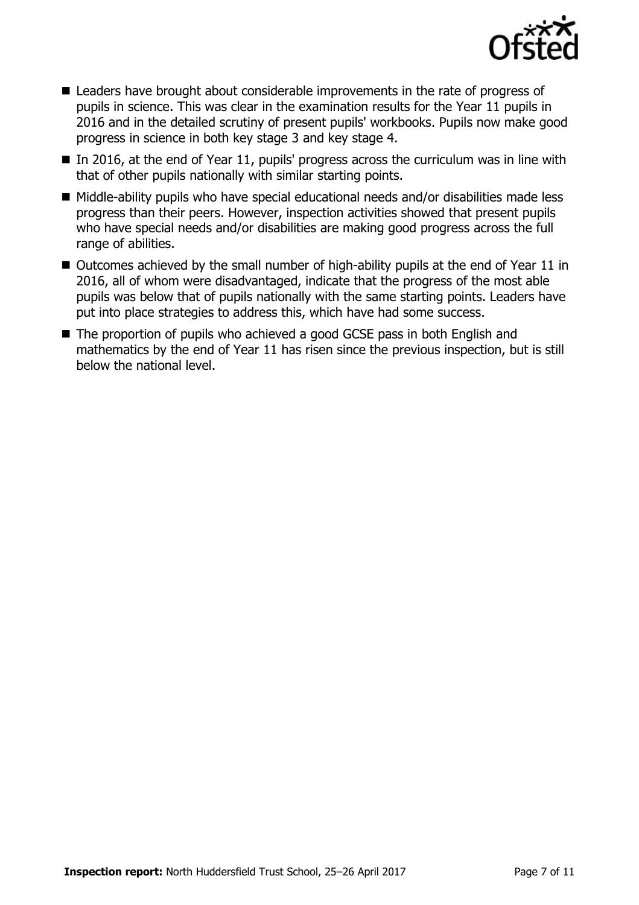- Leaders have brought about considerable improvements in the rate of progress of pupils in science. This was clear in the examination results for the Year 11 pupils in 2016 and in the detailed scrutiny of present pupils' workbooks. Pupils now make good progress in science in both key stage 3 and key stage 4.
- In 2016, at the end of Year 11, pupils' progress across the curriculum was in line with that of other pupils nationally with similar starting points.
- Middle-ability pupils who have special educational needs and/or disabilities made less progress than their peers. However, inspection activities showed that present pupils who have special needs and/or disabilities are making good progress across the full range of abilities.
- Outcomes achieved by the small number of high-ability pupils at the end of Year 11 in 2016, all of whom were disadvantaged, indicate that the progress of the most able pupils was below that of pupils nationally with the same starting points. Leaders have put into place strategies to address this, which have had some success.
- The proportion of pupils who achieved a good GCSE pass in both English and mathematics by the end of Year 11 has risen since the previous inspection, but is still below the national level.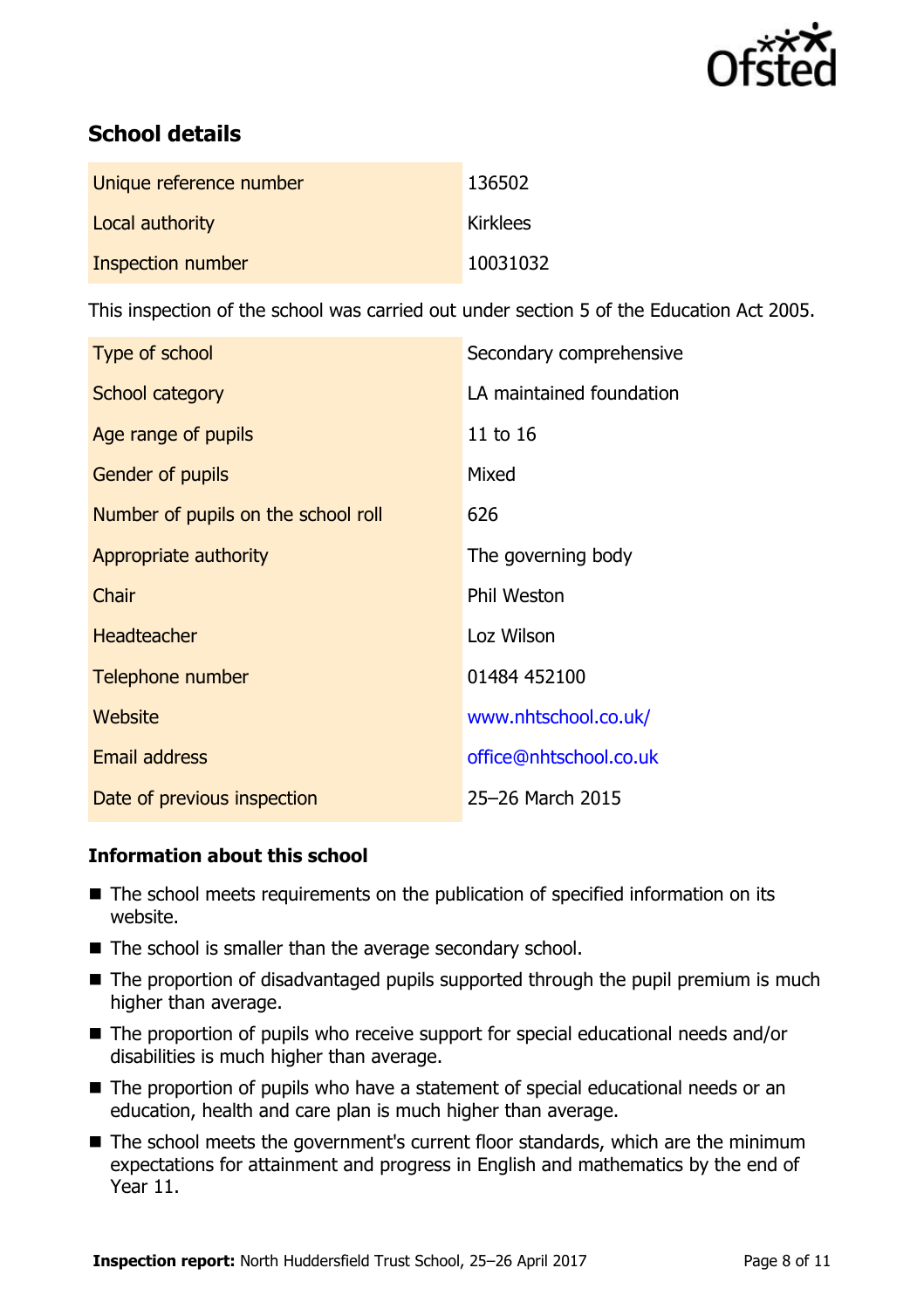## School details

| | |
|---|---|
| Unique reference number | 136502 |
| Local authority | Kirklees |
| Inspection number | 10031032 |

This inspection of the school was carried out under section 5 of the Education Act 2005.

| | |
|---|---|
| Type of school | Secondary comprehensive |
| School category | LA maintained foundation |
| Age range of pupils | 11 to 16 |
| Gender of pupils | Mixed |
| Number of pupils on the school roll | 626 |
| Appropriate authority | The governing body |
| Chair | Phil Weston |
| Headteacher | Loz Wilson |
| Telephone number | 01484 452100 |
| Website | www.nhtschool.co.uk/ |
| Email address | office@nhtschool.co.uk |
| Date of previous inspection | 25–26 March 2015 |

### Information about this school

- The school meets requirements on the publication of specified information on its website.
- The school is smaller than the average secondary school.
- The proportion of disadvantaged pupils supported through the pupil premium is much higher than average.
- The proportion of pupils who receive support for special educational needs and/or disabilities is much higher than average.
- The proportion of pupils who have a statement of special educational needs or an education, health and care plan is much higher than average.
- The school meets the government's current floor standards, which are the minimum expectations for attainment and progress in English and mathematics by the end of Year 11.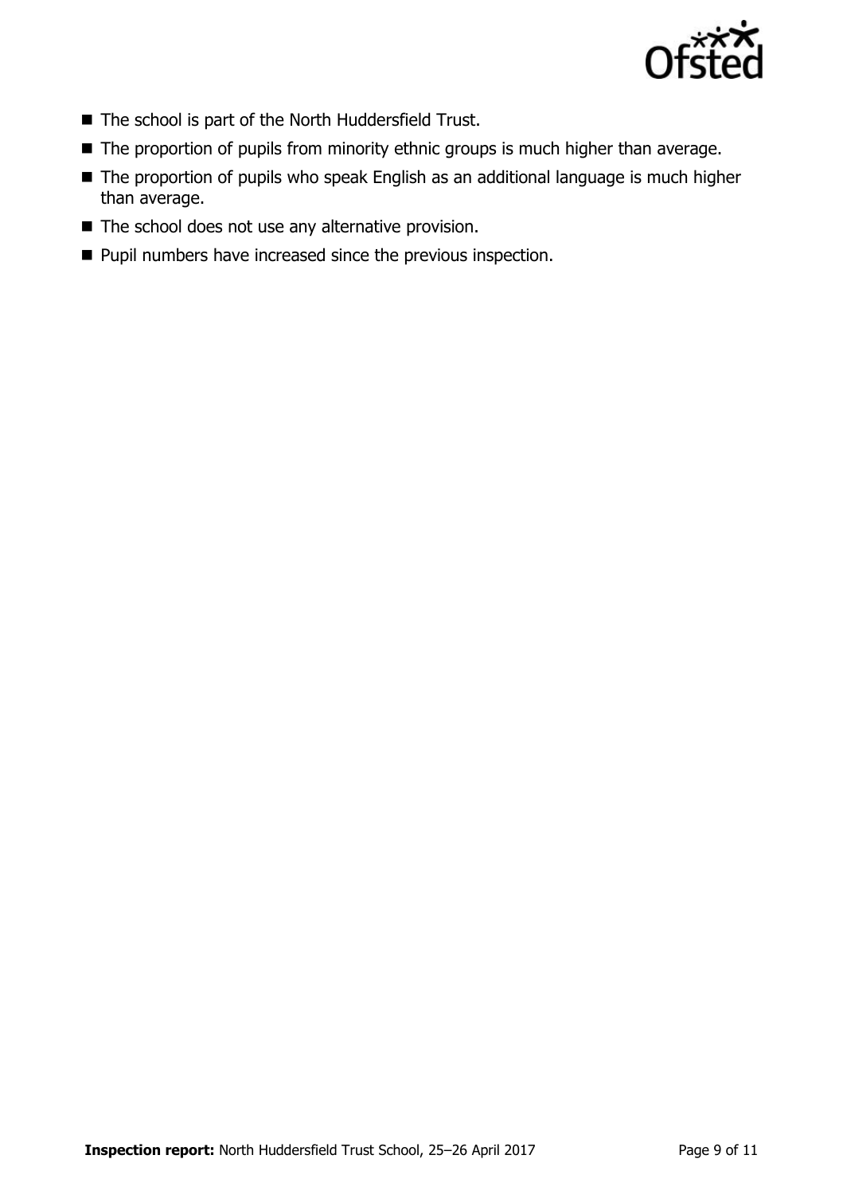- The school is part of the North Huddersfield Trust.
- The proportion of pupils from minority ethnic groups is much higher than average.
- The proportion of pupils who speak English as an additional language is much higher than average.
- The school does not use any alternative provision.
- Pupil numbers have increased since the previous inspection.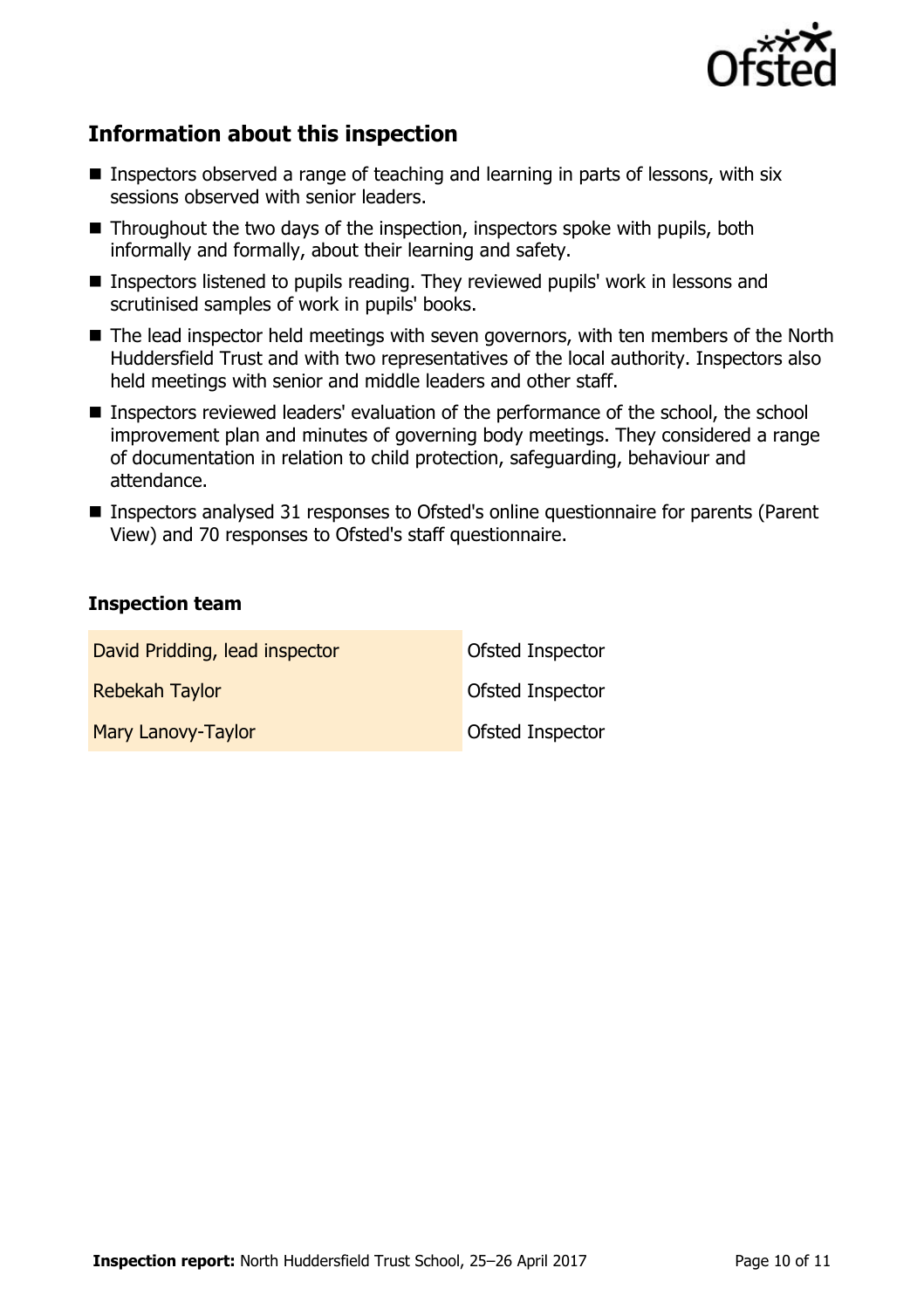## Information about this inspection

- Inspectors observed a range of teaching and learning in parts of lessons, with six sessions observed with senior leaders.
- Throughout the two days of the inspection, inspectors spoke with pupils, both informally and formally, about their learning and safety.
- Inspectors listened to pupils reading. They reviewed pupils' work in lessons and scrutinised samples of work in pupils' books.
- The lead inspector held meetings with seven governors, with ten members of the North Huddersfield Trust and with two representatives of the local authority. Inspectors also held meetings with senior and middle leaders and other staff.
- Inspectors reviewed leaders' evaluation of the performance of the school, the school improvement plan and minutes of governing body meetings. They considered a range of documentation in relation to child protection, safeguarding, behaviour and attendance.
- Inspectors analysed 31 responses to Ofsted's online questionnaire for parents (Parent View) and 70 responses to Ofsted's staff questionnaire.

### Inspection team

| | |
|---|---|
| David Pridding, lead inspector | Ofsted Inspector |
| Rebekah Taylor | Ofsted Inspector |
| Mary Lanovy-Taylor | Ofsted Inspector |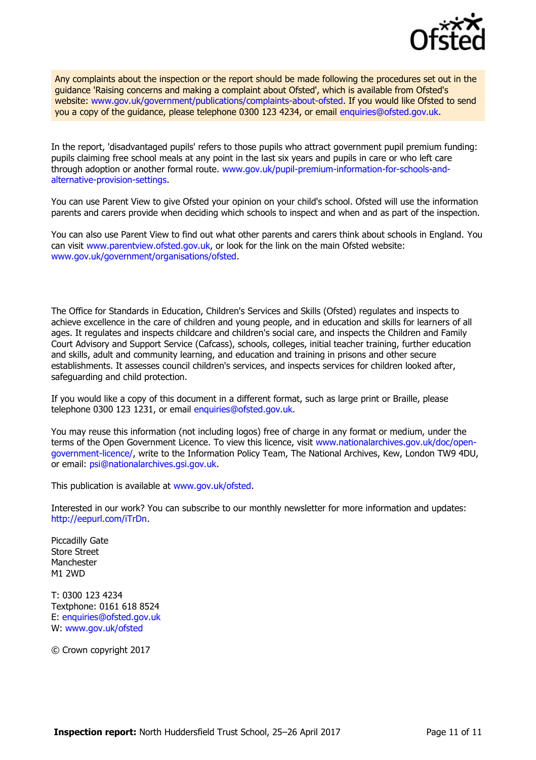Any complaints about the inspection or the report should be made following the procedures set out in the guidance 'Raising concerns and making a complaint about Ofsted', which is available from Ofsted's website: www.gov.uk/government/publications/complaints-about-ofsted. If you would like Ofsted to send you a copy of the guidance, please telephone 0300 123 4234, or email enquiries@ofsted.gov.uk.

In the report, 'disadvantaged pupils' refers to those pupils who attract government pupil premium funding: pupils claiming free school meals at any point in the last six years and pupils in care or who left care through adoption or another formal route. www.gov.uk/pupil-premium-information-for-schools-and-alternative-provision-settings.

You can use Parent View to give Ofsted your opinion on your child's school. Ofsted will use the information parents and carers provide when deciding which schools to inspect and when and as part of the inspection.

You can also use Parent View to find out what other parents and carers think about schools in England. You can visit www.parentview.ofsted.gov.uk, or look for the link on the main Ofsted website: www.gov.uk/government/organisations/ofsted.

The Office for Standards in Education, Children's Services and Skills (Ofsted) regulates and inspects to achieve excellence in the care of children and young people, and in education and skills for learners of all ages. It regulates and inspects childcare and children's social care, and inspects the Children and Family Court Advisory and Support Service (Cafcass), schools, colleges, initial teacher training, further education and skills, adult and community learning, and education and training in prisons and other secure establishments. It assesses council children's services, and inspects services for children looked after, safeguarding and child protection.

If you would like a copy of this document in a different format, such as large print or Braille, please telephone 0300 123 1231, or email enquiries@ofsted.gov.uk.

You may reuse this information (not including logos) free of charge in any format or medium, under the terms of the Open Government Licence. To view this licence, visit www.nationalarchives.gov.uk/doc/open-government-licence/, write to the Information Policy Team, The National Archives, Kew, London TW9 4DU, or email: psi@nationalarchives.gsi.gov.uk.

This publication is available at www.gov.uk/ofsted.

Interested in our work? You can subscribe to our monthly newsletter for more information and updates: http://eepurl.com/iTrDn.

Piccadilly Gate
Store Street
Manchester
M1 2WD

T: 0300 123 4234
Textphone: 0161 618 8524
E: enquiries@ofsted.gov.uk
W: www.gov.uk/ofsted

© Crown copyright 2017